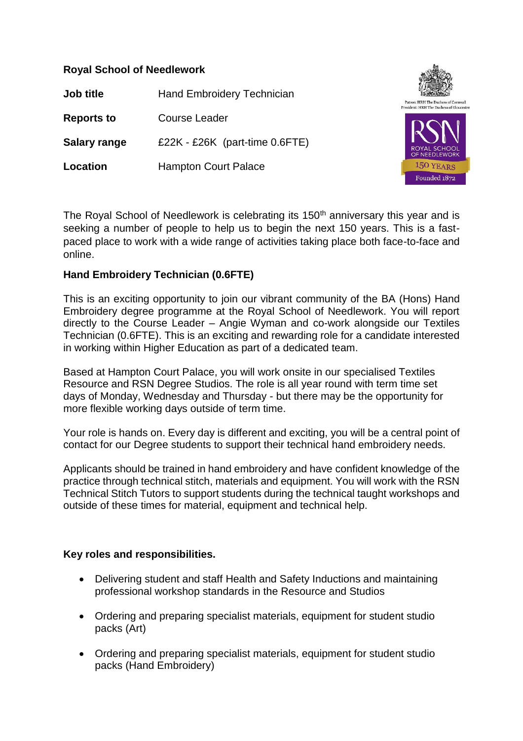**Royal School of Needlework**

| | |
|---|---|
| **Job title** | Hand Embroidery Technician |
| **Reports to** | Course Leader |
| **Salary range** | £22K - £26K (part-time 0.6FTE) |
| **Location** | Hampton Court Palace |

Patron: HRH The Duchess of Cornwall
President: HRH The Duchess of Gloucester

RSN ROYAL SCHOOL OF NEEDLEWORK
150 YEARS
Founded 1872

The Royal School of Needlework is celebrating its 150th anniversary this year and is seeking a number of people to help us to begin the next 150 years. This is a fast-paced place to work with a wide range of activities taking place both face-to-face and online.

**Hand Embroidery Technician (0.6FTE)**

This is an exciting opportunity to join our vibrant community of the BA (Hons) Hand Embroidery degree programme at the Royal School of Needlework. You will report directly to the Course Leader – Angie Wyman and co-work alongside our Textiles Technician (0.6FTE). This is an exciting and rewarding role for a candidate interested in working within Higher Education as part of a dedicated team.

Based at Hampton Court Palace, you will work onsite in our specialised Textiles Resource and RSN Degree Studios. The role is all year round with term time set days of Monday, Wednesday and Thursday - but there may be the opportunity for more flexible working days outside of term time.

Your role is hands on. Every day is different and exciting, you will be a central point of contact for our Degree students to support their technical hand embroidery needs.

Applicants should be trained in hand embroidery and have confident knowledge of the practice through technical stitch, materials and equipment. You will work with the RSN Technical Stitch Tutors to support students during the technical taught workshops and outside of these times for material, equipment and technical help.

**Key roles and responsibilities.**

- Delivering student and staff Health and Safety Inductions and maintaining professional workshop standards in the Resource and Studios
- Ordering and preparing specialist materials, equipment for student studio packs (Art)
- Ordering and preparing specialist materials, equipment for student studio packs (Hand Embroidery)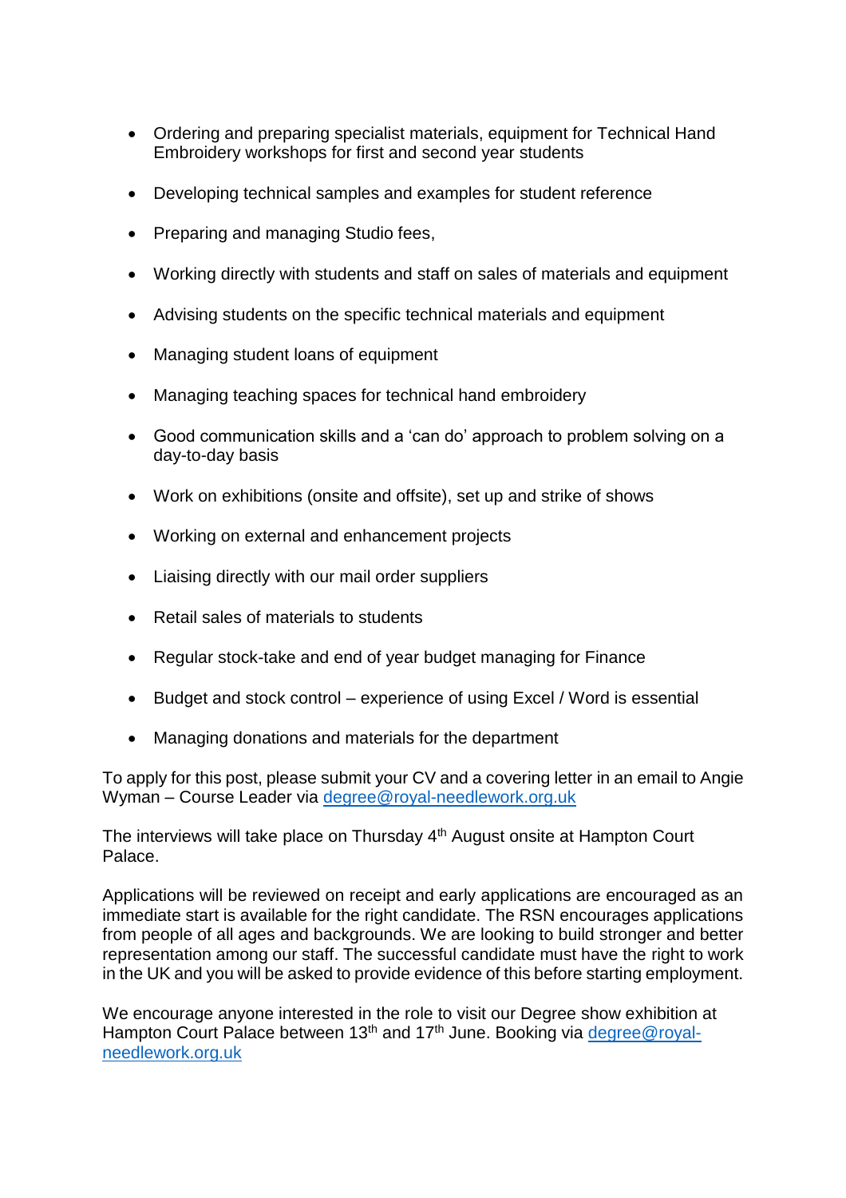- Ordering and preparing specialist materials, equipment for Technical Hand Embroidery workshops for first and second year students
- Developing technical samples and examples for student reference
- Preparing and managing Studio fees,
- Working directly with students and staff on sales of materials and equipment
- Advising students on the specific technical materials and equipment
- Managing student loans of equipment
- Managing teaching spaces for technical hand embroidery
- Good communication skills and a 'can do' approach to problem solving on a day-to-day basis
- Work on exhibitions (onsite and offsite), set up and strike of shows
- Working on external and enhancement projects
- Liaising directly with our mail order suppliers
- Retail sales of materials to students
- Regular stock-take and end of year budget managing for Finance
- Budget and stock control – experience of using Excel / Word is essential
- Managing donations and materials for the department

To apply for this post, please submit your CV and a covering letter in an email to Angie Wyman – Course Leader via degree@royal-needlework.org.uk

The interviews will take place on Thursday 4th August onsite at Hampton Court Palace.

Applications will be reviewed on receipt and early applications are encouraged as an immediate start is available for the right candidate. The RSN encourages applications from people of all ages and backgrounds. We are looking to build stronger and better representation among our staff. The successful candidate must have the right to work in the UK and you will be asked to provide evidence of this before starting employment.

We encourage anyone interested in the role to visit our Degree show exhibition at Hampton Court Palace between 13th and 17th June. Booking via degree@royal-needlework.org.uk